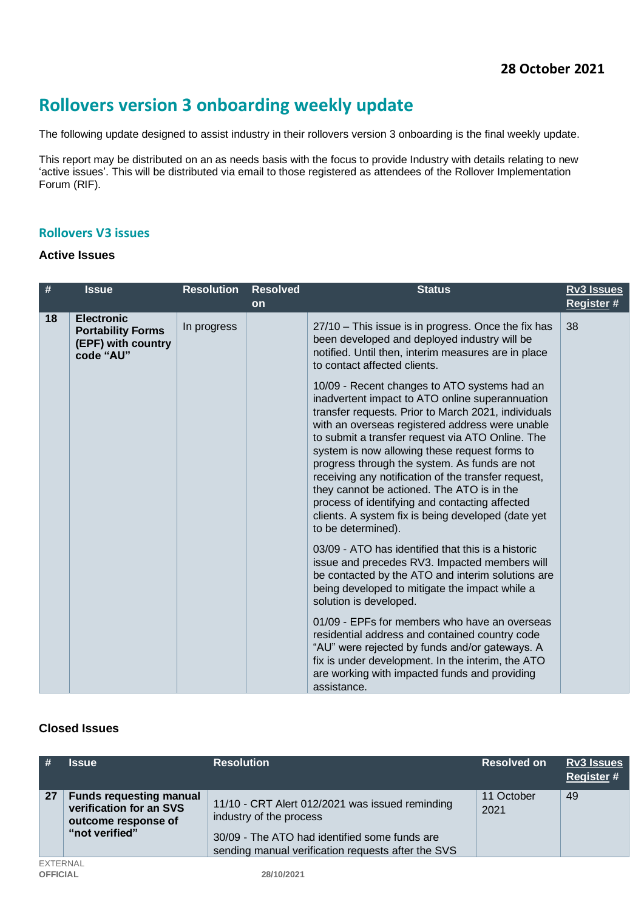**28 October 2021**

# Rollovers version 3 onboarding weekly update

The following update designed to assist industry in their rollovers version 3 onboarding is the final weekly update.

This report may be distributed on an as needs basis with the focus to provide Industry with details relating to new 'active issues'. This will be distributed via email to those registered as attendees of the Rollover Implementation Forum (RIF).

## Rollovers V3 issues

### Active Issues

| # | Issue | Resolution | Resolved on | Status | Rv3 Issues Register # |
|---|---|---|---|---|---|
| 18 | **Electronic Portability Forms (EPF) with country code "AU"** | In progress | | 27/10 – This issue is in progress. Once the fix has been developed and deployed industry will be notified. Until then, interim measures are in place to contact affected clients.<br><br>10/09 - Recent changes to ATO systems had an inadvertent impact to ATO online superannuation transfer requests. Prior to March 2021, individuals with an overseas registered address were unable to submit a transfer request via ATO Online. The system is now allowing these request forms to progress through the system. As funds are not receiving any notification of the transfer request, they cannot be actioned. The ATO is in the process of identifying and contacting affected clients. A system fix is being developed (date yet to be determined).<br><br>03/09 - ATO has identified that this is a historic issue and precedes RV3. Impacted members will be contacted by the ATO and interim solutions are being developed to mitigate the impact while a solution is developed.<br><br>01/09 - EPFs for members who have an overseas residential address and contained country code "AU" were rejected by funds and/or gateways. A fix is under development. In the interim, the ATO are working with impacted funds and providing assistance. | 38 |

### Closed Issues

| # | Issue | Resolution | Resolved on | Rv3 Issues Register # |
|---|---|---|---|---|
| 27 | **Funds requesting manual verification for an SVS outcome response of "not verified"** | 11/10 - CRT Alert 012/2021 was issued reminding industry of the process<br><br>30/09 - The ATO had identified some funds are sending manual verification requests after the SVS | 11 October 2021 | 49 |

EXTERNAL
OFFICIAL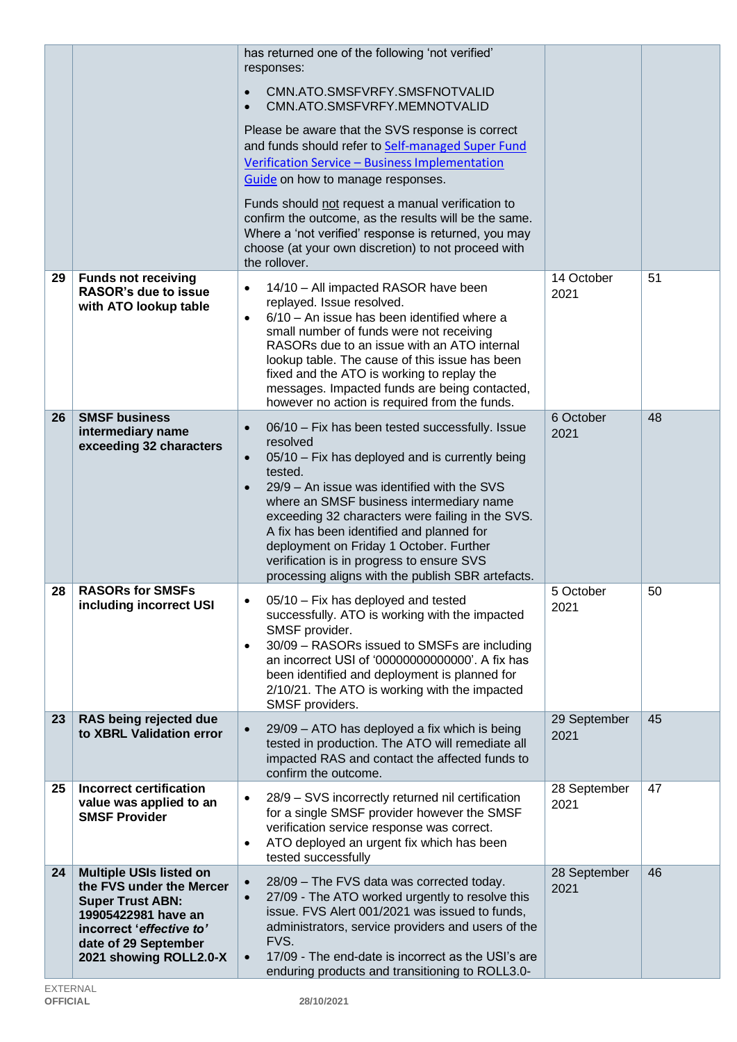| | | | | |
|---|---|---|---|---|
| | | has returned one of the following 'not verified' responses:<br><br>• CMN.ATO.SMSFVRFY.SMSFNOTVALID<br>• CMN.ATO.SMSFVRFY.MEMNOTVALID<br><br>Please be aware that the SVS response is correct and funds should refer to [Self-managed Super Fund Verification Service – Business Implementation Guide]() on how to manage responses.<br><br>Funds should not request a manual verification to confirm the outcome, as the results will be the same. Where a 'not verified' response is returned, you may choose (at your own discretion) to not proceed with the rollover. | | |
| **29** | **Funds not receiving RASOR's due to issue with ATO lookup table** | • 14/10 – All impacted RASOR have been replayed. Issue resolved.<br>• 6/10 – An issue has been identified where a small number of funds were not receiving RASORs due to an issue with an ATO internal lookup table. The cause of this issue has been fixed and the ATO is working to replay the messages. Impacted funds are being contacted, however no action is required from the funds. | 14 October 2021 | 51 |
| **26** | **SMSF business intermediary name exceeding 32 characters** | • 06/10 – Fix has been tested successfully. Issue resolved<br>• 05/10 – Fix has deployed and is currently being tested.<br>• 29/9 – An issue was identified with the SVS where an SMSF business intermediary name exceeding 32 characters were failing in the SVS. A fix has been identified and planned for deployment on Friday 1 October. Further verification is in progress to ensure SVS processing aligns with the publish SBR artefacts. | 6 October 2021 | 48 |
| **28** | **RASORs for SMSFs including incorrect USI** | • 05/10 – Fix has deployed and tested successfully. ATO is working with the impacted SMSF provider.<br>• 30/09 – RASORs issued to SMSFs are including an incorrect USI of '00000000000000'. A fix has been identified and deployment is planned for 2/10/21. The ATO is working with the impacted SMSF providers. | 5 October 2021 | 50 |
| **23** | **RAS being rejected due to XBRL Validation error** | • 29/09 – ATO has deployed a fix which is being tested in production. The ATO will remediate all impacted RAS and contact the affected funds to confirm the outcome. | 29 September 2021 | 45 |
| **25** | **Incorrect certification value was applied to an SMSF Provider** | • 28/9 – SVS incorrectly returned nil certification for a single SMSF provider however the SMSF verification service response was correct.<br>• ATO deployed an urgent fix which has been tested successfully | 28 September 2021 | 47 |
| **24** | **Multiple USIs listed on the FVS under the Mercer Super Trust ABN: 19905422981 have an incorrect '*effective to'* date of 29 September 2021 showing ROLL2.0-X** | • 28/09 – The FVS data was corrected today.<br>• 27/09 - The ATO worked urgently to resolve this issue. FVS Alert 001/2021 was issued to funds, administrators, service providers and users of the FVS.<br>• 17/09 - The end-date is incorrect as the USI's are enduring products and transitioning to ROLL3.0- | 28 September 2021 | 46 |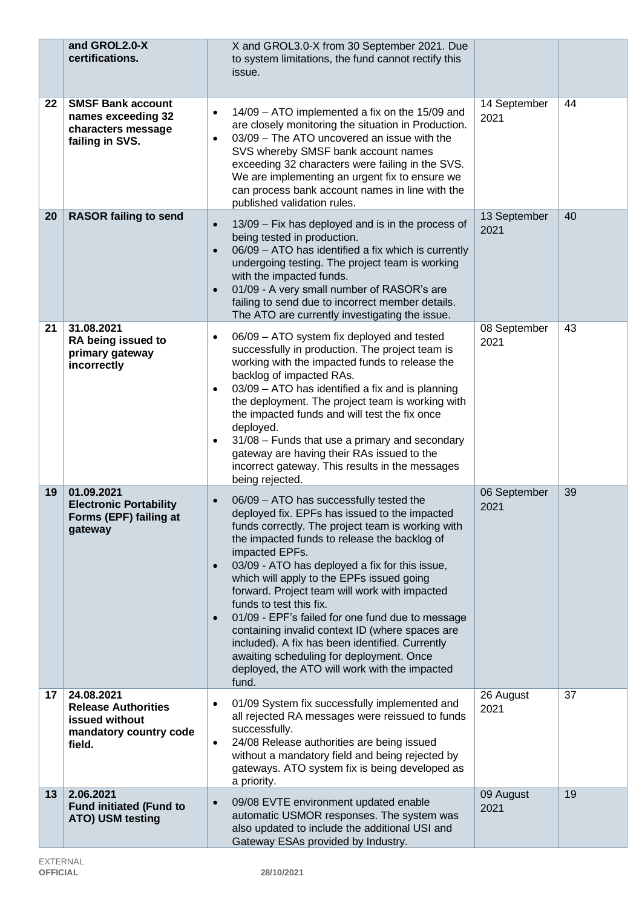| | | | | |
|---|---|---|---|---|
| | **and GROL2.0-X certifications.** | X and GROL3.0-X from 30 September 2021. Due to system limitations, the fund cannot rectify this issue. | | |
| 22 | **SMSF Bank account names exceeding 32 characters message failing in SVS.** | • 14/09 – ATO implemented a fix on the 15/09 and are closely monitoring the situation in Production.<br>• 03/09 – The ATO uncovered an issue with the SVS whereby SMSF bank account names exceeding 32 characters were failing in the SVS. We are implementing an urgent fix to ensure we can process bank account names in line with the published validation rules. | 14 September 2021 | 44 |
| 20 | **RASOR failing to send** | • 13/09 – Fix has deployed and is in the process of being tested in production.<br>• 06/09 – ATO has identified a fix which is currently undergoing testing. The project team is working with the impacted funds.<br>• 01/09 - A very small number of RASOR's are failing to send due to incorrect member details. The ATO are currently investigating the issue. | 13 September 2021 | 40 |
| 21 | **31.08.2021 RA being issued to primary gateway incorrectly** | • 06/09 – ATO system fix deployed and tested successfully in production. The project team is working with the impacted funds to release the backlog of impacted RAs.<br>• 03/09 – ATO has identified a fix and is planning the deployment. The project team is working with the impacted funds and will test the fix once deployed.<br>• 31/08 – Funds that use a primary and secondary gateway are having their RAs issued to the incorrect gateway. This results in the messages being rejected. | 08 September 2021 | 43 |
| 19 | **01.09.2021 Electronic Portability Forms (EPF) failing at gateway** | • 06/09 – ATO has successfully tested the deployed fix. EPFs has issued to the impacted funds correctly. The project team is working with the impacted funds to release the backlog of impacted EPFs.<br>• 03/09 - ATO has deployed a fix for this issue, which will apply to the EPFs issued going forward. Project team will work with impacted funds to test this fix.<br>• 01/09 - EPF's failed for one fund due to message containing invalid context ID (where spaces are included). A fix has been identified. Currently awaiting scheduling for deployment. Once deployed, the ATO will work with the impacted fund. | 06 September 2021 | 39 |
| 17 | **24.08.2021 Release Authorities issued without mandatory country code field.** | • 01/09 System fix successfully implemented and all rejected RA messages were reissued to funds successfully.<br>• 24/08 Release authorities are being issued without a mandatory field and being rejected by gateways. ATO system fix is being developed as a priority. | 26 August 2021 | 37 |
| 13 | **2.06.2021 Fund initiated (Fund to ATO) USM testing** | • 09/08 EVTE environment updated enable automatic USMOR responses. The system was also updated to include the additional USI and Gateway ESAs provided by Industry. | 09 August 2021 | 19 |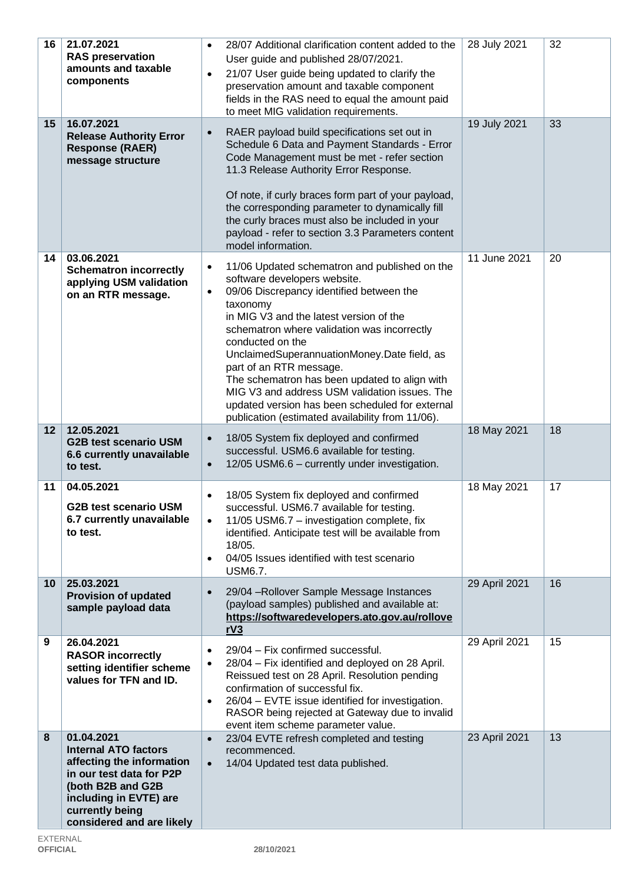| | | | | |
|---|---|---|---|---|
| 16 | **21.07.2021** **RAS preservation amounts and taxable components** | • 28/07 Additional clarification content added to the User guide and published 28/07/2021. • 21/07 User guide being updated to clarify the preservation amount and taxable component fields in the RAS need to equal the amount paid to meet MIG validation requirements. | 28 July 2021 | 32 |
| 15 | **16.07.2021** **Release Authority Error Response (RAER) message structure** | • RAER payload build specifications set out in Schedule 6 Data and Payment Standards - Error Code Management must be met - refer section 11.3 Release Authority Error Response. Of note, if curly braces form part of your payload, the corresponding parameter to dynamically fill the curly braces must also be included in your payload - refer to section 3.3 Parameters content model information. | 19 July 2021 | 33 |
| 14 | **03.06.2021** **Schematron incorrectly applying USM validation on an RTR message.** | • 11/06 Updated schematron and published on the software developers website. • 09/06 Discrepancy identified between the taxonomy in MIG V3 and the latest version of the schematron where validation was incorrectly conducted on the UnclaimedSuperannuationMoney.Date field, as part of an RTR message. The schematron has been updated to align with MIG V3 and address USM validation issues. The updated version has been scheduled for external publication (estimated availability from 11/06). | 11 June 2021 | 20 |
| 12 | **12.05.2021** **G2B test scenario USM 6.6 currently unavailable to test.** | • 18/05 System fix deployed and confirmed successful. USM6.6 available for testing. • 12/05 USM6.6 – currently under investigation. | 18 May 2021 | 18 |
| 11 | **04.05.2021** **G2B test scenario USM 6.7 currently unavailable to test.** | • 18/05 System fix deployed and confirmed successful. USM6.7 available for testing. • 11/05 USM6.7 – investigation complete, fix identified. Anticipate test will be available from 18/05. • 04/05 Issues identified with test scenario USM6.7. | 18 May 2021 | 17 |
| 10 | **25.03.2021** **Provision of updated sample payload data** | • 29/04 –Rollover Sample Message Instances (payload samples) published and available at: **https://softwaredevelopers.ato.gov.au/rolloverV3** | 29 April 2021 | 16 |
| 9 | **26.04.2021** **RASOR incorrectly setting identifier scheme values for TFN and ID.** | • 29/04 – Fix confirmed successful. • 28/04 – Fix identified and deployed on 28 April. Reissued test on 28 April. Resolution pending confirmation of successful fix. • 26/04 – EVTE issue identified for investigation. RASOR being rejected at Gateway due to invalid event item scheme parameter value. | 29 April 2021 | 15 |
| 8 | **01.04.2021** **Internal ATO factors affecting the information in our test data for P2P (both B2B and G2B including in EVTE) are currently being considered and are likely** | • 23/04 EVTE refresh completed and testing recommenced. • 14/04 Updated test data published. | 23 April 2021 | 13 |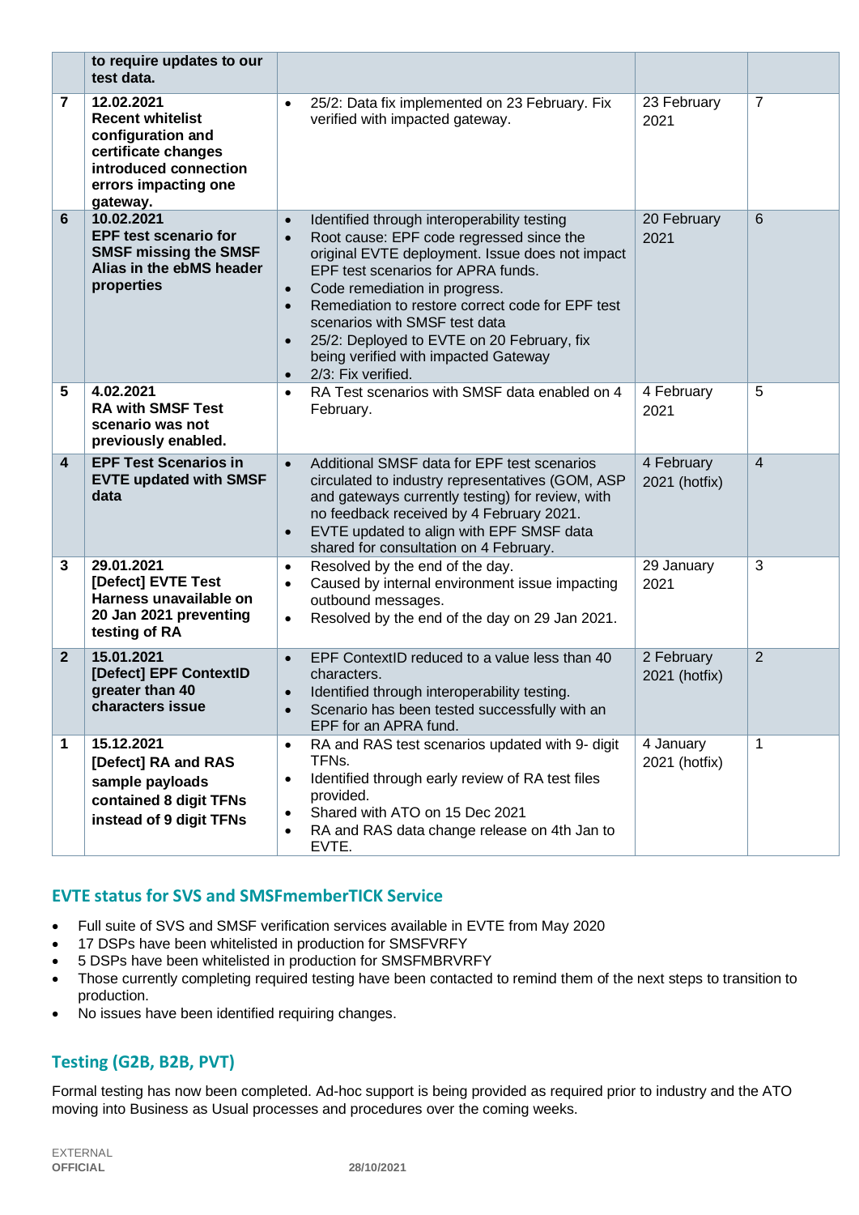| | | | | |
|---|---|---|---|---|
| | **to require updates to our test data.** | | | |
| **7** | **12.02.2021** **Recent whitelist configuration and certificate changes introduced connection errors impacting one gateway.** | • 25/2: Data fix implemented on 23 February. Fix verified with impacted gateway. | 23 February 2021 | 7 |
| **6** | **10.02.2021** **EPF test scenario for SMSF missing the SMSF Alias in the ebMS header properties** | • Identified through interoperability testing<br>• Root cause: EPF code regressed since the original EVTE deployment. Issue does not impact EPF test scenarios for APRA funds.<br>• Code remediation in progress.<br>• Remediation to restore correct code for EPF test scenarios with SMSF test data<br>• 25/2: Deployed to EVTE on 20 February, fix being verified with impacted Gateway<br>• 2/3: Fix verified. | 20 February 2021 | 6 |
| **5** | **4.02.2021** **RA with SMSF Test scenario was not previously enabled.** | • RA Test scenarios with SMSF data enabled on 4 February. | 4 February 2021 | 5 |
| **4** | **EPF Test Scenarios in EVTE updated with SMSF data** | • Additional SMSF data for EPF test scenarios circulated to industry representatives (GOM, ASP and gateways currently testing) for review, with no feedback received by 4 February 2021.<br>• EVTE updated to align with EPF SMSF data shared for consultation on 4 February. | 4 February 2021 (hotfix) | 4 |
| **3** | **29.01.2021** **[Defect] EVTE Test Harness unavailable on 20 Jan 2021 preventing testing of RA** | • Resolved by the end of the day.<br>• Caused by internal environment issue impacting outbound messages.<br>• Resolved by the end of the day on 29 Jan 2021. | 29 January 2021 | 3 |
| **2** | **15.01.2021** **[Defect] EPF ContextID greater than 40 characters issue** | • EPF ContextID reduced to a value less than 40 characters.<br>• Identified through interoperability testing.<br>• Scenario has been tested successfully with an EPF for an APRA fund. | 2 February 2021 (hotfix) | 2 |
| **1** | **15.12.2021** **[Defect] RA and RAS sample payloads contained 8 digit TFNs instead of 9 digit TFNs** | • RA and RAS test scenarios updated with 9- digit TFNs.<br>• Identified through early review of RA test files provided.<br>• Shared with ATO on 15 Dec 2021<br>• RA and RAS data change release on 4th Jan to EVTE. | 4 January 2021 (hotfix) | 1 |

## EVTE status for SVS and SMSFmemberTICK Service

- Full suite of SVS and SMSF verification services available in EVTE from May 2020
- 17 DSPs have been whitelisted in production for SMSFVRFY
- 5 DSPs have been whitelisted in production for SMSFMBRVRFY
- Those currently completing required testing have been contacted to remind them of the next steps to transition to production.
- No issues have been identified requiring changes.

## Testing (G2B, B2B, PVT)

Formal testing has now been completed. Ad-hoc support is being provided as required prior to industry and the ATO moving into Business as Usual processes and procedures over the coming weeks.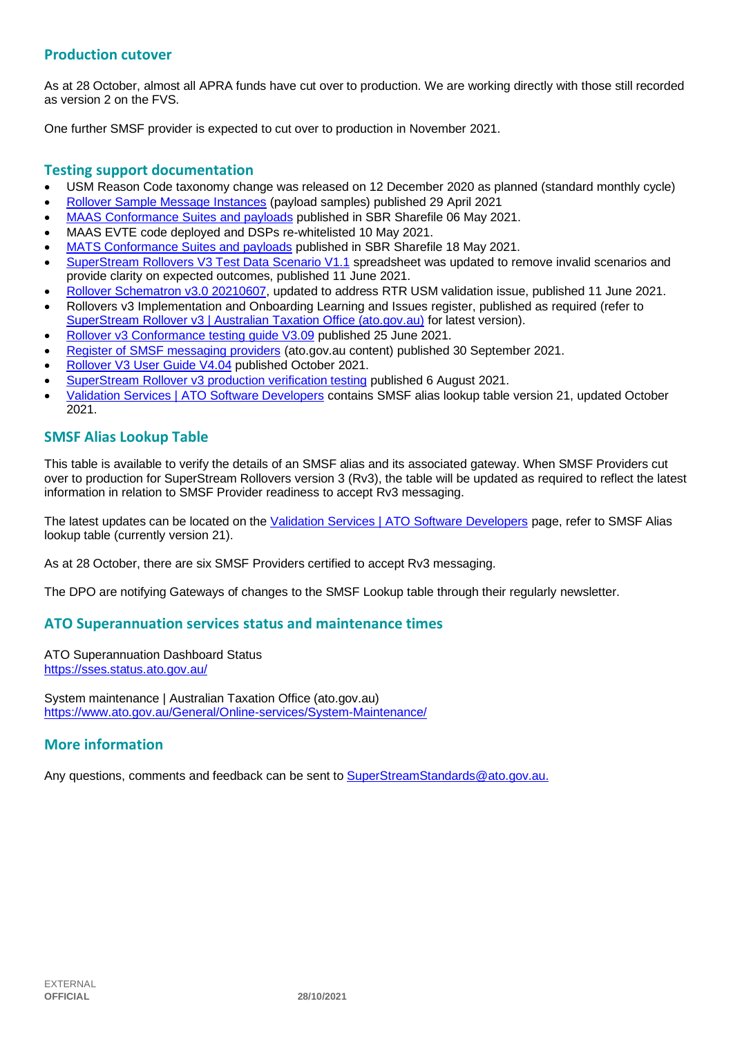## Production cutover

As at 28 October, almost all APRA funds have cut over to production. We are working directly with those still recorded as version 2 on the FVS.

One further SMSF provider is expected to cut over to production in November 2021.

## Testing support documentation

- USM Reason Code taxonomy change was released on 12 December 2020 as planned (standard monthly cycle)
- Rollover Sample Message Instances (payload samples) published 29 April 2021
- MAAS Conformance Suites and payloads published in SBR Sharefile 06 May 2021.
- MAAS EVTE code deployed and DSPs re-whitelisted 10 May 2021.
- MATS Conformance Suites and payloads published in SBR Sharefile 18 May 2021.
- SuperStream Rollovers V3 Test Data Scenario V1.1 spreadsheet was updated to remove invalid scenarios and provide clarity on expected outcomes, published 11 June 2021.
- Rollover Schematron v3.0 20210607, updated to address RTR USM validation issue, published 11 June 2021.
- Rollovers v3 Implementation and Onboarding Learning and Issues register, published as required (refer to SuperStream Rollover v3 | Australian Taxation Office (ato.gov.au) for latest version).
- Rollover v3 Conformance testing guide V3.09 published 25 June 2021.
- Register of SMSF messaging providers (ato.gov.au content) published 30 September 2021.
- Rollover V3 User Guide V4.04 published October 2021.
- SuperStream Rollover v3 production verification testing published 6 August 2021.
- Validation Services | ATO Software Developers contains SMSF alias lookup table version 21, updated October 2021.

## SMSF Alias Lookup Table

This table is available to verify the details of an SMSF alias and its associated gateway. When SMSF Providers cut over to production for SuperStream Rollovers version 3 (Rv3), the table will be updated as required to reflect the latest information in relation to SMSF Provider readiness to accept Rv3 messaging.

The latest updates can be located on the Validation Services | ATO Software Developers page, refer to SMSF Alias lookup table (currently version 21).

As at 28 October, there are six SMSF Providers certified to accept Rv3 messaging.

The DPO are notifying Gateways of changes to the SMSF Lookup table through their regularly newsletter.

## ATO Superannuation services status and maintenance times

ATO Superannuation Dashboard Status
https://sses.status.ato.gov.au/

System maintenance | Australian Taxation Office (ato.gov.au)
https://www.ato.gov.au/General/Online-services/System-Maintenance/

## More information

Any questions, comments and feedback can be sent to SuperStreamStandards@ato.gov.au.